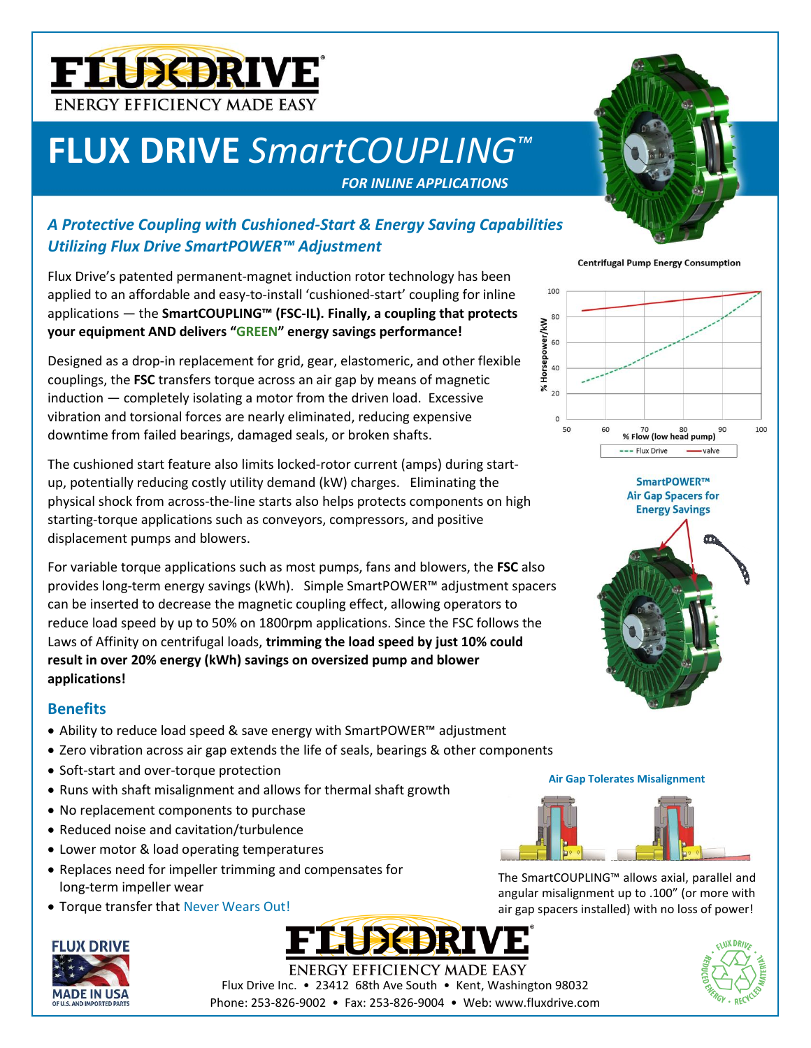# FLUX DRIVE *SmartCOUPLING™*

***FOR INLINE APPLICATIONS***

## *A Protective Coupling with Cushioned-Start & Energy Saving Capabilities Utilizing Flux Drive SmartPOWER™ Adjustment*

Flux Drive's patented permanent-magnet induction rotor technology has been applied to an affordable and easy-to-install 'cushioned-start' coupling for inline applications — the **SmartCOUPLING™ (FSC-IL). Finally, a coupling that protects your equipment AND delivers "GREEN" energy savings performance!**

Designed as a drop-in replacement for grid, gear, elastomeric, and other flexible couplings, the **FSC** transfers torque across an air gap by means of magnetic induction — completely isolating a motor from the driven load. Excessive vibration and torsional forces are nearly eliminated, reducing expensive downtime from failed bearings, damaged seals, or broken shafts.

The cushioned start feature also limits locked-rotor current (amps) during start-up, potentially reducing costly utility demand (kW) charges. Eliminating the physical shock from across-the-line starts also helps protects components on high starting-torque applications such as conveyors, compressors, and positive displacement pumps and blowers.

For variable torque applications such as most pumps, fans and blowers, the **FSC** also provides long-term energy savings (kWh). Simple SmartPOWER™ adjustment spacers can be inserted to decrease the magnetic coupling effect, allowing operators to reduce load speed by up to 50% on 1800rpm applications. Since the FSC follows the Laws of Affinity on centrifugal loads, **trimming the load speed by just 10% could result in over 20% energy (kWh) savings on oversized pump and blower applications!**

Centrifugal Pump Energy Consumption

(Chart: % Horsepower/kW vs. % Flow (low head pump); legend: Flux Drive, valve)

SmartPOWER™ Air Gap Spacers for Energy Savings

## Benefits

- Ability to reduce load speed & save energy with SmartPOWER™ adjustment
- Zero vibration across air gap extends the life of seals, bearings & other components
- Soft-start and over-torque protection
- Runs with shaft misalignment and allows for thermal shaft growth
- No replacement components to purchase
- Reduced noise and cavitation/turbulence
- Lower motor & load operating temperatures
- Replaces need for impeller trimming and compensates for long-term impeller wear
- Torque transfer that Never Wears Out!

**Air Gap Tolerates Misalignment**

The SmartCOUPLING™ allows axial, parallel and angular misalignment up to .100" (or more with air gap spacers installed) with no loss of power!

FLUX DRIVE MADE IN USA OF U.S. AND IMPORTED PARTS

FLUXDRIVE ENERGY EFFICIENCY MADE EASY

Flux Drive Inc. • 23412 68th Ave South • Kent, Washington 98032
Phone: 253-826-9002 • Fax: 253-826-9004 • Web: www.fluxdrive.com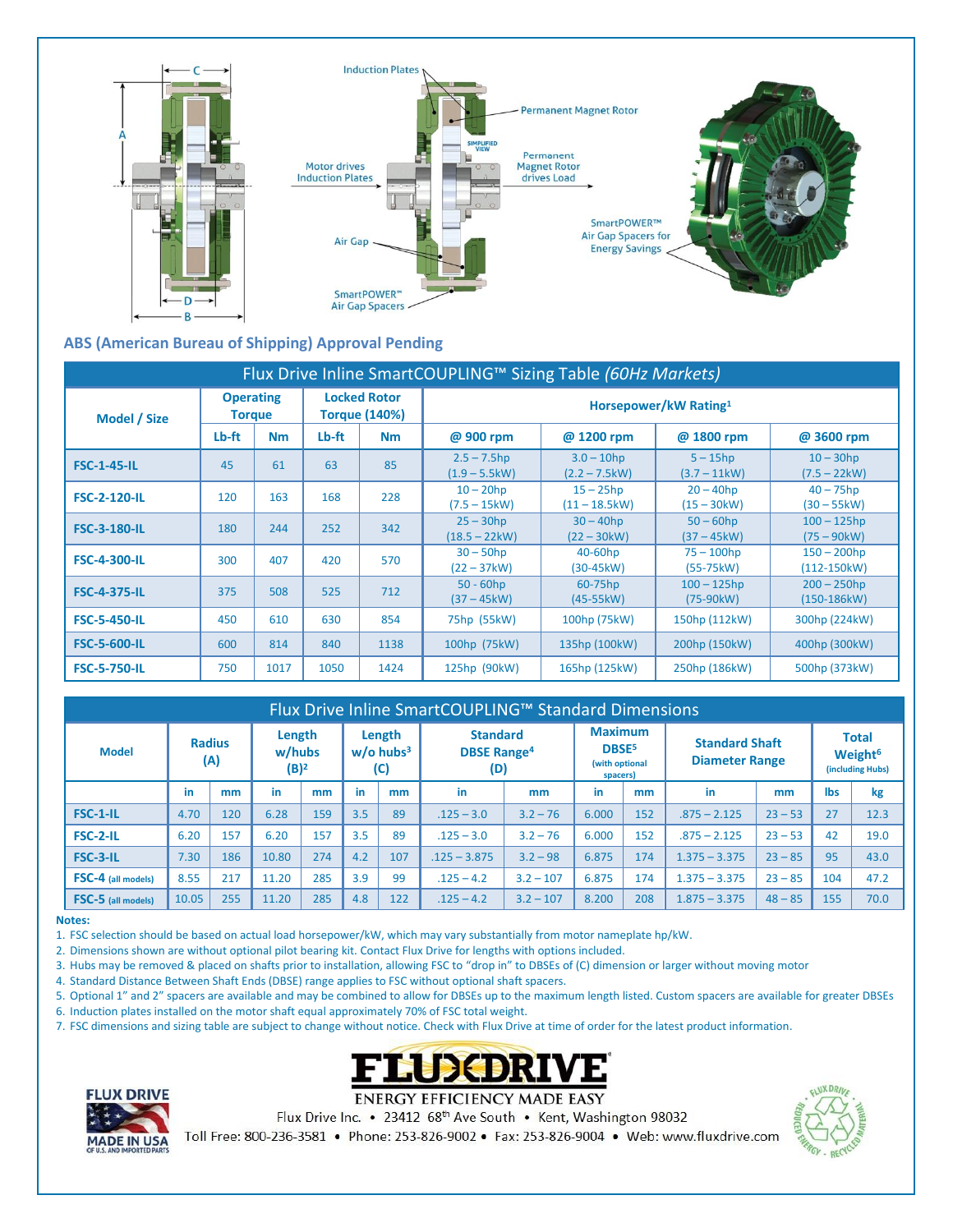Induction Plates

Permanent Magnet Rotor

Motor drives Induction Plates

SIMPLIFIED VIEW

Permanent Magnet Rotor drives Load

Air Gap

SmartPOWER™ Air Gap Spacers

SmartPOWER™ Air Gap Spacers for Energy Savings

A

B

C

D

## ABS (American Bureau of Shipping) Approval Pending

### Flux Drive Inline SmartCOUPLING™ Sizing Table *(60Hz Markets)*

| Model / Size | Operating Torque | | Locked Rotor Torque (140%) | | Horsepower/kW Rating[1] | | | |
|---|---|---|---|---|---|---|---|---|
| | Lb-ft | Nm | Lb-ft | Nm | @ 900 rpm | @ 1200 rpm | @ 1800 rpm | @ 3600 rpm |
| **FSC-1-45-IL** | 45 | 61 | 63 | 85 | 2.5 – 7.5hp (1.9 – 5.5kW) | 3.0 – 10hp (2.2 – 7.5kW) | 5 – 15hp (3.7 – 11kW) | 10 – 30hp (7.5 – 22kW) |
| **FSC-2-120-IL** | 120 | 163 | 168 | 228 | 10 – 20hp (7.5 – 15kW) | 15 – 25hp (11 – 18.5kW) | 20 – 40hp (15 – 30kW) | 40 – 75hp (30 – 55kW) |
| **FSC-3-180-IL** | 180 | 244 | 252 | 342 | 25 – 30hp (18.5 – 22kW) | 30 – 40hp (22 – 30kW) | 50 – 60hp (37 – 45kW) | 100 – 125hp (75 – 90kW) |
| **FSC-4-300-IL** | 300 | 407 | 420 | 570 | 30 – 50hp (22 – 37kW) | 40-60hp (30-45kW) | 75 – 100hp (55-75kW) | 150 – 200hp (112-150kW) |
| **FSC-4-375-IL** | 375 | 508 | 525 | 712 | 50 - 60hp (37 – 45kW) | 60-75hp (45-55kW) | 100 – 125hp (75-90kW) | 200 – 250hp (150-186kW) |
| **FSC-5-450-IL** | 450 | 610 | 630 | 854 | 75hp (55kW) | 100hp (75kW) | 150hp (112kW) | 300hp (224kW) |
| **FSC-5-600-IL** | 600 | 814 | 840 | 1138 | 100hp (75kW) | 135hp (100kW) | 200hp (150kW) | 400hp (300kW) |
| **FSC-5-750-IL** | 750 | 1017 | 1050 | 1424 | 125hp (90kW) | 165hp (125kW) | 250hp (186kW) | 500hp (373kW) |

### Flux Drive Inline SmartCOUPLING™ Standard Dimensions

| Model | Radius (A) | | Length w/hubs (B)[2] | | Length w/o hubs[3] (C) | | Standard DBSE Range[4] (D) | | Maximum DBSE[5] (with optional spacers) | | Standard Shaft Diameter Range | | Total Weight[6] (including Hubs) | |
|---|---|---|---|---|---|---|---|---|---|---|---|---|---|---|
| | in | mm | in | mm | in | mm | in | mm | in | mm | in | mm | lbs | kg |
| **FSC-1-IL** | 4.70 | 120 | 6.28 | 159 | 3.5 | 89 | .125 – 3.0 | 3.2 – 76 | 6.000 | 152 | .875 – 2.125 | 23 – 53 | 27 | 12.3 |
| **FSC-2-IL** | 6.20 | 157 | 6.20 | 157 | 3.5 | 89 | .125 – 3.0 | 3.2 – 76 | 6.000 | 152 | .875 – 2.125 | 23 – 53 | 42 | 19.0 |
| **FSC-3-IL** | 7.30 | 186 | 10.80 | 274 | 4.2 | 107 | .125 – 3.875 | 3.2 – 98 | 6.875 | 174 | 1.375 – 3.375 | 23 – 85 | 95 | 43.0 |
| **FSC-4** (all models) | 8.55 | 217 | 11.20 | 285 | 3.9 | 99 | .125 – 4.2 | 3.2 – 107 | 6.875 | 174 | 1.375 – 3.375 | 23 – 85 | 104 | 47.2 |
| **FSC-5** (all models) | 10.05 | 255 | 11.20 | 285 | 4.8 | 122 | .125 – 4.2 | 3.2 – 107 | 8.200 | 208 | 1.875 – 3.375 | 48 – 85 | 155 | 70.0 |

**Notes:**

1. FSC selection should be based on actual load horsepower/kW, which may vary substantially from motor nameplate hp/kW.
2. Dimensions shown are without optional pilot bearing kit. Contact Flux Drive for lengths with options included.
3. Hubs may be removed & placed on shafts prior to installation, allowing FSC to "drop in" to DBSEs of (C) dimension or larger without moving motor
4. Standard Distance Between Shaft Ends (DBSE) range applies to FSC without optional shaft spacers.
5. Optional 1" and 2" spacers are available and may be combined to allow for DBSEs up to the maximum length listed. Custom spacers are available for greater DBSEs
6. Induction plates installed on the motor shaft equal approximately 70% of FSC total weight.
7. FSC dimensions and sizing table are subject to change without notice. Check with Flux Drive at time of order for the latest product information.

FLUX DRIVE MADE IN USA OF U.S. AND IMPORTED PARTS

**FLUXDRIVE®**

ENERGY EFFICIENCY MADE EASY

Flux Drive Inc. • 23412 68th Ave South • Kent, Washington 98032

Toll Free: 800-236-3581 • Phone: 253-826-9002 • Fax: 253-826-9004 • Web: www.fluxdrive.com

FLUX DRIVE • REDUCED ENERGY • RECYCLED MATERIAL